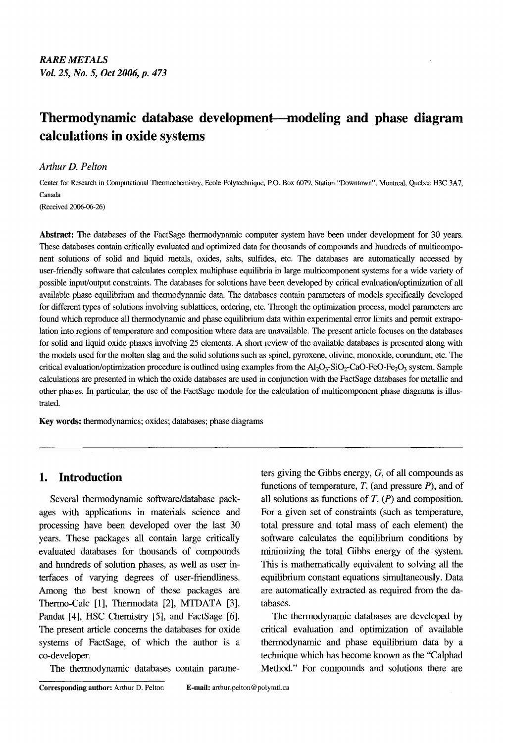# Thermodynamic database development—modeling and phase diagram calculations in oxide systems

*Arthur D. Pelton*

Center for Research in Computational Thermochemistry, Ecole Polytechnique, P.O. Box 6079, Station "Downtown", Montreal, Quebec H3C 3A7, Canada

(Received 2006-06-26)

**Abstract:** The databases of the FactSage thermodynamic computer system have been under development for 30 years. These databases contain critically evaluated and optimized data for thousands of compounds and hundreds of multicomponent solutions of solid and liquid metals, oxides, salts, sulfides, etc. The databases are automatically accessed by user-friendly software that calculates complex multiphase equilibria in large multicomponent systems for a wide variety of possible input/output constraints. The databases for solutions have been developed by critical evaluation/optimization of all available phase equilibrium and thermodynamic data. The databases contain parameters of models specifically developed for different types of solutions involving sublattices, ordering, etc. Through the optimization process, model parameters are found which reproduce all thermodynamic and phase equilibrium data within experimental error limits and permit extrapolation into regions of temperature and composition where data are unavailable. The present article focuses on the databases for solid and liquid oxide phases involving 25 elements. A short review of the available databases is presented along with the models used for the molten slag and the solid solutions such as spinel, pyroxene, olivine, monoxide, corundum, etc. The critical evaluation/optimization procedure is outlined using examples from the $Al_2O_3$-$SiO_2$-CaO-FeO-$Fe_2O_3$ system. Sample calculations are presented in which the oxide databases are used in conjunction with the FactSage databases for metallic and other phases. In particular, the use of the FactSage module for the calculation of multicomponent phase diagrams is illustrated.

**Key words:** thermodynamics; oxides; databases; phase diagrams

## 1. Introduction

Several thermodynamic software/database packages with applications in materials science and processing have been developed over the last 30 years. These packages all contain large critically evaluated databases for thousands of compounds and hundreds of solution phases, as well as user interfaces of varying degrees of user-friendliness. Among the best known of these packages are Thermo-Calc [1], Thermodata [2], MTDATA [3], Pandat [4], HSC Chemistry [5], and FactSage [6]. The present article concerns the databases for oxide systems of FactSage, of which the author is a co-developer.

The thermodynamic databases contain parameters giving the Gibbs energy, $G$, of all compounds as functions of temperature, $T$, (and pressure $P$), and of all solutions as functions of $T$, ($P$) and composition. For a given set of constraints (such as temperature, total pressure and total mass of each element) the software calculates the equilibrium conditions by minimizing the total Gibbs energy of the system. This is mathematically equivalent to solving all the equilibrium constant equations simultaneously. Data are automatically extracted as required from the databases.

The thermodynamic databases are developed by critical evaluation and optimization of available thermodynamic and phase equilibrium data by a technique which has become known as the "Calphad Method." For compounds and solutions there are

**Corresponding author:** Arthur D. Pelton **E-mail:** arthur.pelton@polymtl.ca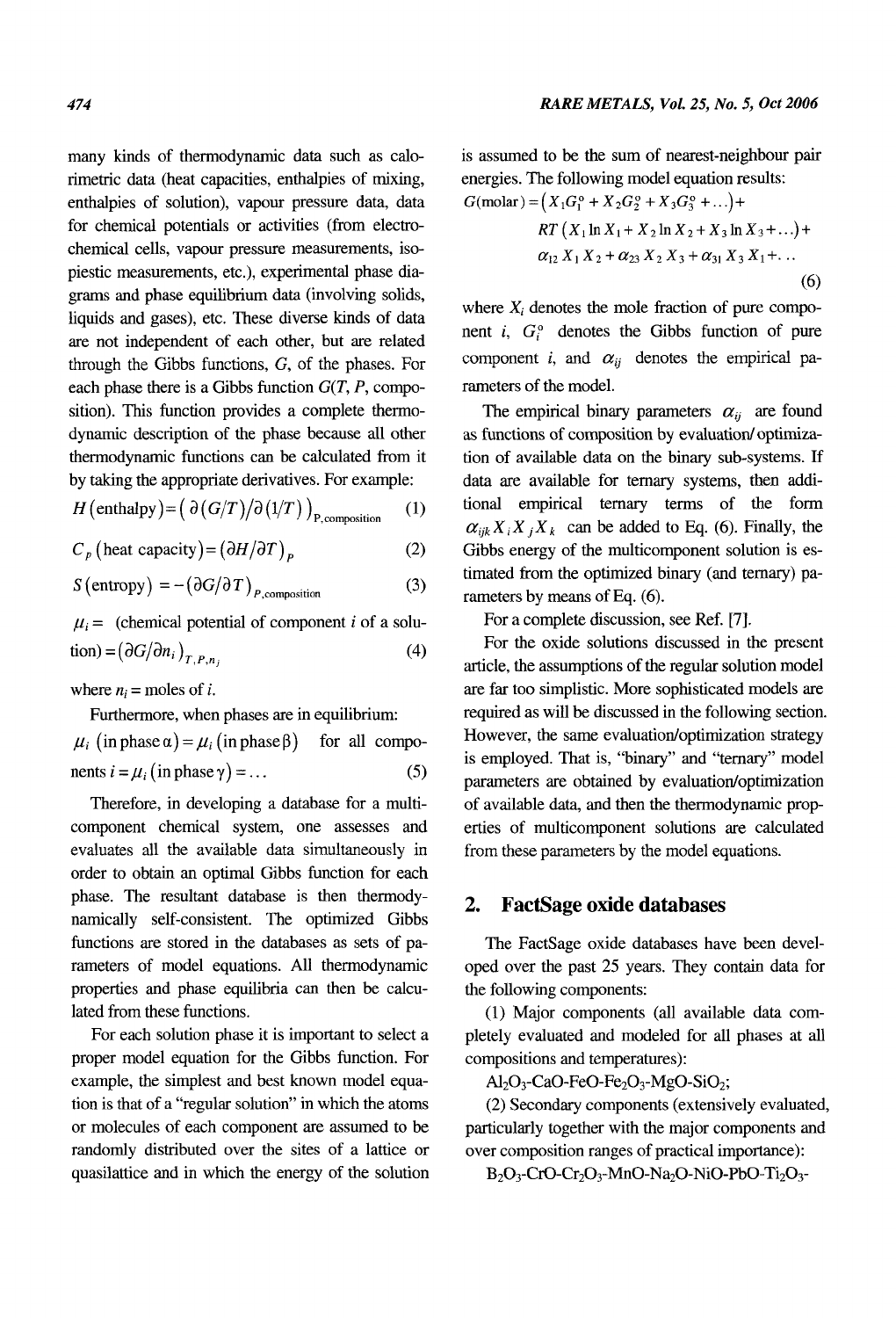many kinds of thermodynamic data such as calorimetric data (heat capacities, enthalpies of mixing, enthalpies of solution), vapour pressure data, data for chemical potentials or activities (from electrochemical cells, vapour pressure measurements, isopiestic measurements, etc.), experimental phase diagrams and phase equilibrium data (involving solids, liquids and gases), etc. These diverse kinds of data are not independent of each other, but are related through the Gibbs functions, $G$, of the phases. For each phase there is a Gibbs function $G(T, P, \text{composition})$. This function provides a complete thermodynamic description of the phase because all other thermodynamic functions can be calculated from it by taking the appropriate derivatives. For example:

$$H\,(\text{enthalpy}) = \left(\partial(G/T)/\partial(1/T)\right)_{P,\text{composition}} \tag{1}$$

$$C_p\,(\text{heat capacity}) = \left(\partial H/\partial T\right)_P \tag{2}$$

$$S\,(\text{entropy}) = -\left(\partial G/\partial T\right)_{P,\text{composition}} \tag{3}$$

$$\mu_i = \text{(chemical potential of component } i \text{ of a solution)} = \left(\partial G/\partial n_i\right)_{T,P,n_j} \tag{4}$$

where $n_i$ = moles of $i$.

Furthermore, when phases are in equilibrium:

$$\mu_i\,(\text{in phase } \alpha) = \mu_i\,(\text{in phase } \beta) \quad \text{for all components } i = \mu_i\,(\text{in phase } \gamma) = \ldots \tag{5}$$

Therefore, in developing a database for a multicomponent chemical system, one assesses and evaluates all the available data simultaneously in order to obtain an optimal Gibbs function for each phase. The resultant database is then thermodynamically self-consistent. The optimized Gibbs functions are stored in the databases as sets of parameters of model equations. All thermodynamic properties and phase equilibria can then be calculated from these functions.

For each solution phase it is important to select a proper model equation for the Gibbs function. For example, the simplest and best known model equation is that of a "regular solution" in which the atoms or molecules of each component are assumed to be randomly distributed over the sites of a lattice or quasilattice and in which the energy of the solution is assumed to be the sum of nearest-neighbour pair energies. The following model equation results:

$$G(\text{molar}) = \left(X_1 G_1^o + X_2 G_2^o + X_3 G_3^o + \ldots\right) + RT\left(X_1 \ln X_1 + X_2 \ln X_2 + X_3 \ln X_3 + \ldots\right) + \alpha_{12} X_1 X_2 + \alpha_{23} X_2 X_3 + \alpha_{31} X_3 X_1 + \ldots \tag{6}$$

where $X_i$ denotes the mole fraction of pure component $i$, $G_i^o$ denotes the Gibbs function of pure component $i$, and $\alpha_{ij}$ denotes the empirical parameters of the model.

The empirical binary parameters $\alpha_{ij}$ are found as functions of composition by evaluation/optimization of available data on the binary sub-systems. If data are available for ternary systems, then additional empirical ternary terms of the form $\alpha_{ijk} X_i X_j X_k$ can be added to Eq. (6). Finally, the Gibbs energy of the multicomponent solution is estimated from the optimized binary (and ternary) parameters by means of Eq. (6).

For a complete discussion, see Ref. [7].

For the oxide solutions discussed in the present article, the assumptions of the regular solution model are far too simplistic. More sophisticated models are required as will be discussed in the following section. However, the same evaluation/optimization strategy is employed. That is, "binary" and "ternary" model parameters are obtained by evaluation/optimization of available data, and then the thermodynamic properties of multicomponent solutions are calculated from these parameters by the model equations.

## 2. FactSage oxide databases

The FactSage oxide databases have been developed over the past 25 years. They contain data for the following components:

(1) Major components (all available data completely evaluated and modeled for all phases at all compositions and temperatures):

$Al_2O_3$-$CaO$-$FeO$-$Fe_2O_3$-$MgO$-$SiO_2$;

(2) Secondary components (extensively evaluated, particularly together with the major components and over composition ranges of practical importance):

$B_2O_3$-$CrO$-$Cr_2O_3$-$MnO$-$Na_2O$-$NiO$-$PbO$-$Ti_2O_3$-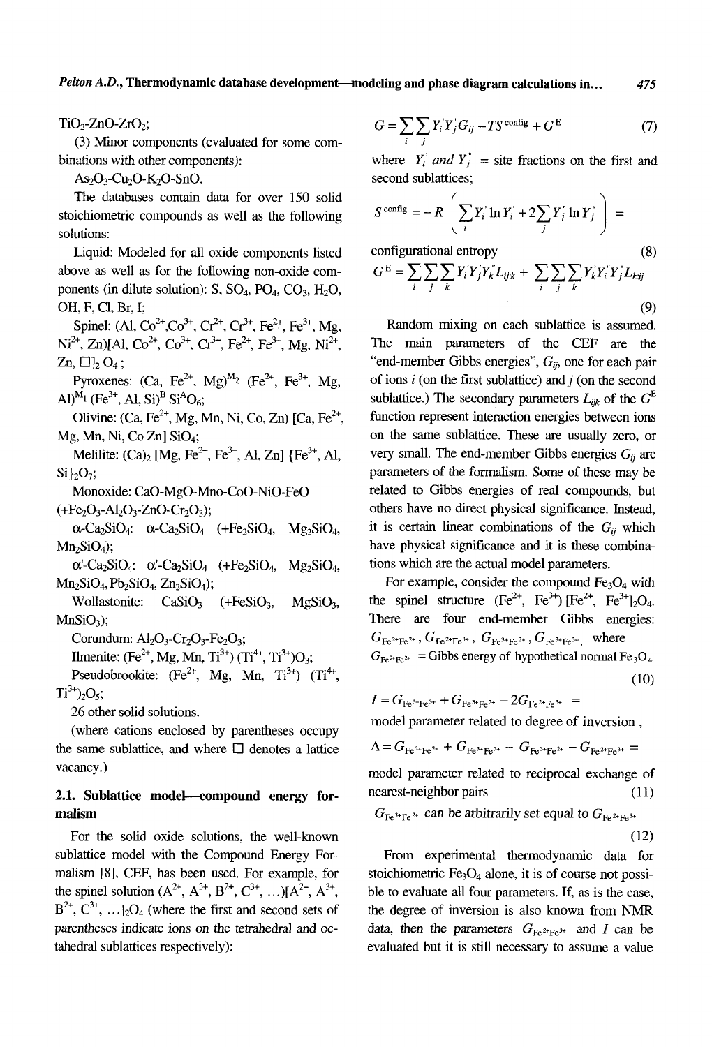$TiO_2$-ZnO-$ZrO_2$;

(3) Minor components (evaluated for some combinations with other components):

$As_2O_3$-$Cu_2O$-$K_2O$-SnO.

The databases contain data for over 150 solid stoichiometric compounds as well as the following solutions:

Liquid: Modeled for all oxide components listed above as well as for the following non-oxide components (in dilute solution): S, $SO_4$, $PO_4$, $CO_3$, $H_2O$, OH, F, Cl, Br, I;

Spinel: (Al, $Co^{2+}$,$Co^{3+}$, $Cr^{2+}$, $Cr^{3+}$, $Fe^{2+}$, $Fe^{3+}$, Mg, $Ni^{2+}$, Zn)[Al, $Co^{2+}$, $Co^{3+}$, $Cr^{3+}$, $Fe^{2+}$, $Fe^{3+}$, Mg, $Ni^{2+}$, Zn, □]$_2$ $O_4$ ;

Pyroxenes: (Ca, $Fe^{2+}$, Mg)$^{M_2}$ ($Fe^{2+}$, $Fe^{3+}$, Mg, Al)$^{M_1}$ ($Fe^{3+}$, Al, Si)$^B$ Si$^A$$O_6$;

Olivine: (Ca, $Fe^{2+}$, Mg, Mn, Ni, Co, Zn) [Ca, $Fe^{2+}$, Mg, Mn, Ni, Co Zn] $SiO_4$;

Melilite: $(Ca)_2$ [Mg, $Fe^{2+}$, $Fe^{3+}$, Al, Zn] {$Fe^{3+}$, Al, Si}$_2$$O_7$;

Monoxide: CaO-MgO-Mno-CoO-NiO-FeO (+$Fe_2O_3$-$Al_2O_3$-ZnO-$Cr_2O_3$);

α-$Ca_2SiO_4$: α-$Ca_2SiO_4$ (+$Fe_2SiO_4$, $Mg_2SiO_4$, $Mn_2SiO_4$);

α'-$Ca_2SiO_4$: α'-$Ca_2SiO_4$ (+$Fe_2SiO_4$, $Mg_2SiO_4$, $Mn_2SiO_4$, $Pb_2SiO_4$, $Zn_2SiO_4$);

Wollastonite: $CaSiO_3$ (+$FeSiO_3$, $MgSiO_3$, $MnSiO_3$);

Corundum: $Al_2O_3$-$Cr_2O_3$-$Fe_2O_3$;

Ilmenite: ($Fe^{2+}$, Mg, Mn, $Ti^{3+}$) ($Ti^{4+}$, $Ti^{3+}$)$O_3$;

Pseudobrookite: ($Fe^{2+}$, Mg, Mn, $Ti^{3+}$) ($Ti^{4+}$, $Ti^{3+}$)$_2$$O_5$;

26 other solid solutions.

(where cations enclosed by parentheses occupy the same sublattice, and where □ denotes a lattice vacancy.)

### 2.1. Sublattice model—compound energy formalism

For the solid oxide solutions, the well-known sublattice model with the Compound Energy Formalism [8], CEF, has been used. For example, for the spinel solution ($A^{2+}$, $A^{3+}$, $B^{2+}$, $C^{3+}$, …)[$A^{2+}$, $A^{3+}$, $B^{2+}$, $C^{3+}$, …]$_2$$O_4$ (where the first and second sets of parentheses indicate ions on the tetrahedral and octahedral sublattices respectively):

$$G = \sum_i \sum_j Y_i^{'} Y_j^{"} G_{ij} - TS^{\text{config}} + G^{\text{E}} \tag{7}$$

where $Y_i^{'}$ and $Y_j^{"}$ = site fractions on the first and second sublattices;

$$S^{\text{config}} = -R\left(\sum_i Y_i^{'} \ln Y_i^{'} + 2\sum_j Y_j^{"} \ln Y_j^{"}\right) =$$

configurational entropy (8)

$$G^{\text{E}} = \sum_i \sum_j \sum_k Y_i^{'} Y_j^{'} Y_k^{"} L_{ij:k} + \sum_i \sum_j \sum_k Y_k^{'} Y_i^{"} Y_j^{"} L_{k:ij} \tag{9}$$

Random mixing on each sublattice is assumed. The main parameters of the CEF are the "end-member Gibbs energies", $G_{ij}$, one for each pair of ions $i$ (on the first sublattice) and $j$ (on the second sublattice.) The secondary parameters $L_{ijk}$ of the $G^E$ function represent interaction energies between ions on the same sublattice. These are usually zero, or very small. The end-member Gibbs energies $G_{ij}$ are parameters of the formalism. Some of these may be related to Gibbs energies of real compounds, but others have no direct physical significance. Instead, it is certain linear combinations of the $G_{ij}$ which have physical significance and it is these combinations which are the actual model parameters.

For example, consider the compound $Fe_3O_4$ with the spinel structure ($Fe^{2+}$, $Fe^{3+}$) [$Fe^{2+}$, $Fe^{3+}$]$_2$$O_4$. There are four end-member Gibbs energies: $G_{Fe^{2+}Fe^{2+}}$, $G_{Fe^{2+}Fe^{3+}}$, $G_{Fe^{3+}Fe^{2+}}$, $G_{Fe^{3+}Fe^{3+}}$, where $G_{Fe^{2+}Fe^{2+}}$ = Gibbs energy of hypothetical normal $Fe_3O_4$ (10)

$I = G_{Fe^{3+}Fe^{3+}} + G_{Fe^{3+}Fe^{2+}} - 2G_{Fe^{2+}Fe^{3+}}$ = model parameter related to degree of inversion ,

$\Delta = G_{Fe^{2+}Fe^{2+}} + G_{Fe^{3+}Fe^{3+}} - G_{Fe^{3+}Fe^{2+}} - G_{Fe^{2+}Fe^{3+}}$ = model parameter related to reciprocal exchange of nearest-neighbor pairs (11)

$G_{Fe^{3+}Fe^{2+}}$ can be arbitrarily set equal to $G_{Fe^{2+}Fe^{3+}}$ (12)

From experimental thermodynamic data for stoichiometric $Fe_3O_4$ alone, it is of course not possible to evaluate all four parameters. If, as is the case, the degree of inversion is also known from NMR data, then the parameters $G_{Fe^{2+}Fe^{3+}}$ and $I$ can be evaluated but it is still necessary to assume a value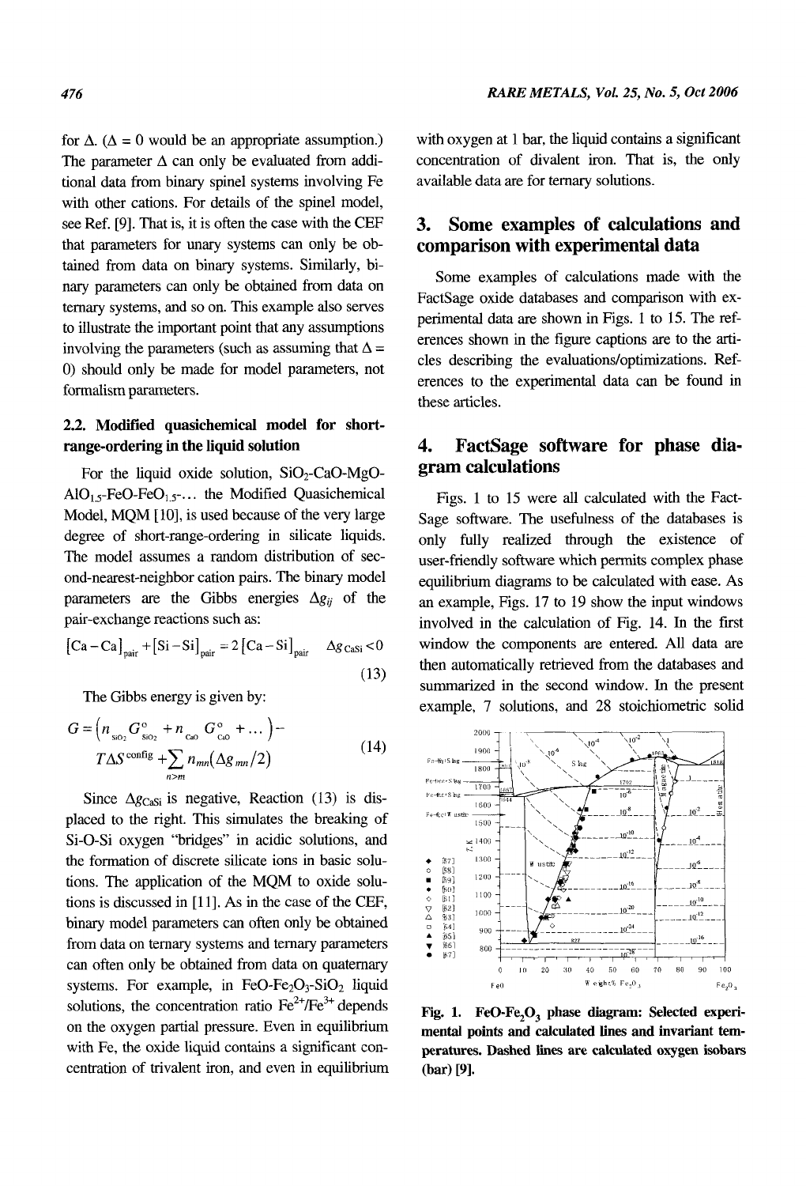for Δ. (Δ = 0 would be an appropriate assumption.) The parameter Δ can only be evaluated from additional data from binary spinel systems involving Fe with other cations. For details of the spinel model, see Ref. [9]. That is, it is often the case with the CEF that parameters for unary systems can only be obtained from data on binary systems. Similarly, binary parameters can only be obtained from data on ternary systems, and so on. This example also serves to illustrate the important point that any assumptions involving the parameters (such as assuming that Δ = 0) should only be made for model parameters, not formalism parameters.

### 2.2. Modified quasichemical model for short-range-ordering in the liquid solution

For the liquid oxide solution, $SiO_2$-CaO-MgO-$AlO_{1.5}$-FeO-$FeO_{1.5}$-... the Modified Quasichemical Model, MQM [10], is used because of the very large degree of short-range-ordering in silicate liquids. The model assumes a random distribution of second-nearest-neighbor cation pairs. The binary model parameters are the Gibbs energies $\Delta g_{ij}$ of the pair-exchange reactions such as:

$$[\mathrm{Ca}-\mathrm{Ca}]_{\mathrm{pair}}+[\mathrm{Si}-\mathrm{Si}]_{\mathrm{pair}}=2[\mathrm{Ca}-\mathrm{Si}]_{\mathrm{pair}} \quad \Delta g_{\mathrm{CaSi}}<0 \tag{13}$$

The Gibbs energy is given by:

$$G=\left(n_{\mathrm{SiO_2}} G^{\circ}_{\mathrm{SiO_2}}+n_{\mathrm{CaO}} G^{\circ}_{\mathrm{CaO}}+\ldots\right)-T\Delta S^{\mathrm{config}}+\sum_{n>m} n_{mn}(\Delta g_{mn}/2) \tag{14}$$

Since $\Delta g_{\mathrm{CaSi}}$ is negative, Reaction (13) is displaced to the right. This simulates the breaking of Si-O-Si oxygen "bridges" in acidic solutions, and the formation of discrete silicate ions in basic solutions. The application of the MQM to oxide solutions is discussed in [11]. As in the case of the CEF, binary model parameters can often only be obtained from data on ternary systems and ternary parameters can often only be obtained from data on quaternary systems. For example, in FeO-$Fe_2O_3$-$SiO_2$ liquid solutions, the concentration ratio $Fe^{2+}/Fe^{3+}$ depends on the oxygen partial pressure. Even in equilibrium with Fe, the oxide liquid contains a significant concentration of trivalent iron, and even in equilibrium with oxygen at 1 bar, the liquid contains a significant concentration of divalent iron. That is, the only available data are for ternary solutions.

## 3. Some examples of calculations and comparison with experimental data

Some examples of calculations made with the FactSage oxide databases and comparison with experimental data are shown in Figs. 1 to 15. The references shown in the figure captions are to the articles describing the evaluations/optimizations. References to the experimental data can be found in these articles.

## 4. FactSage software for phase diagram calculations

Figs. 1 to 15 were all calculated with the FactSage software. The usefulness of the databases is only fully realized through the existence of user-friendly software which permits complex phase equilibrium diagrams to be calculated with ease. As an example, Figs. 17 to 19 show the input windows involved in the calculation of Fig. 14. In the first window the components are entered. All data are then automatically retrieved from the databases and summarized in the second window. In the present example, 7 solutions, and 28 stoichiometric solid

**Fig. 1. FeO-$Fe_2O_3$ phase diagram: Selected experimental points and calculated lines and invariant temperatures. Dashed lines are calculated oxygen isobars (bar) [9].**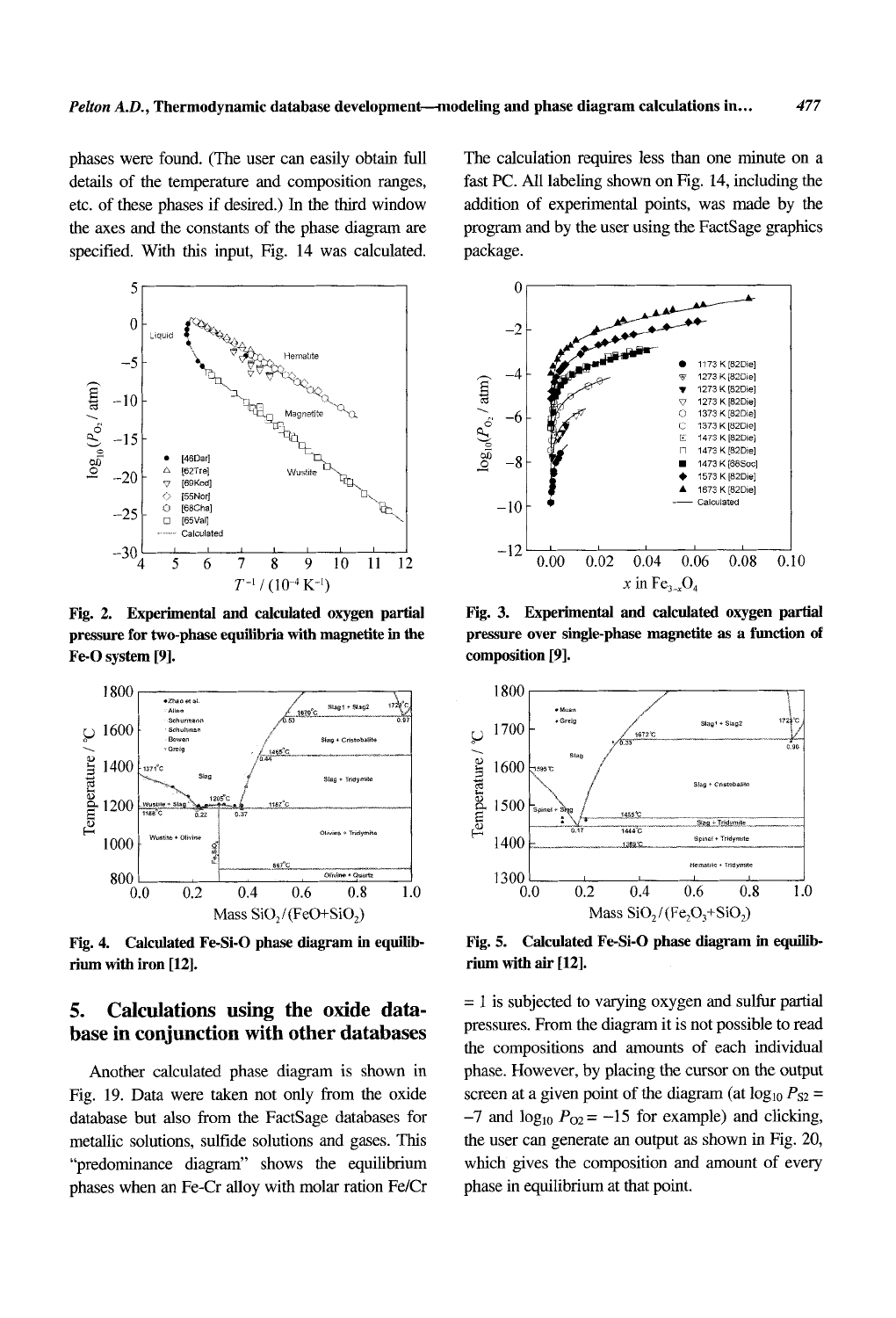phases were found. (The user can easily obtain full details of the temperature and composition ranges, etc. of these phases if desired.) In the third window the axes and the constants of the phase diagram are specified. With this input, Fig. 14 was calculated. The calculation requires less than one minute on a fast PC. All labeling shown on Fig. 14, including the addition of experimental points, was made by the program and by the user using the FactSage graphics package.

**Fig. 2. Experimental and calculated oxygen partial pressure for two-phase equilibria with magnetite in the Fe-O system [9].**

**Fig. 3. Experimental and calculated oxygen partial pressure over single-phase magnetite as a function of composition [9].**

**Fig. 4. Calculated Fe-Si-O phase diagram in equilibrium with iron [12].**

**Fig. 5. Calculated Fe-Si-O phase diagram in equilibrium with air [12].**

## 5. Calculations using the oxide database in conjunction with other databases

Another calculated phase diagram is shown in Fig. 19. Data were taken not only from the oxide database but also from the FactSage databases for metallic solutions, sulfide solutions and gases. This "predominance diagram" shows the equilibrium phases when an Fe-Cr alloy with molar ration Fe/Cr = 1 is subjected to varying oxygen and sulfur partial pressures. From the diagram it is not possible to read the compositions and amounts of each individual phase. However, by placing the cursor on the output screen at a given point of the diagram (at $\log_{10} P_{S2} = -7$ and $\log_{10} P_{O2} = -15$ for example) and clicking, the user can generate an output as shown in Fig. 20, which gives the composition and amount of every phase in equilibrium at that point.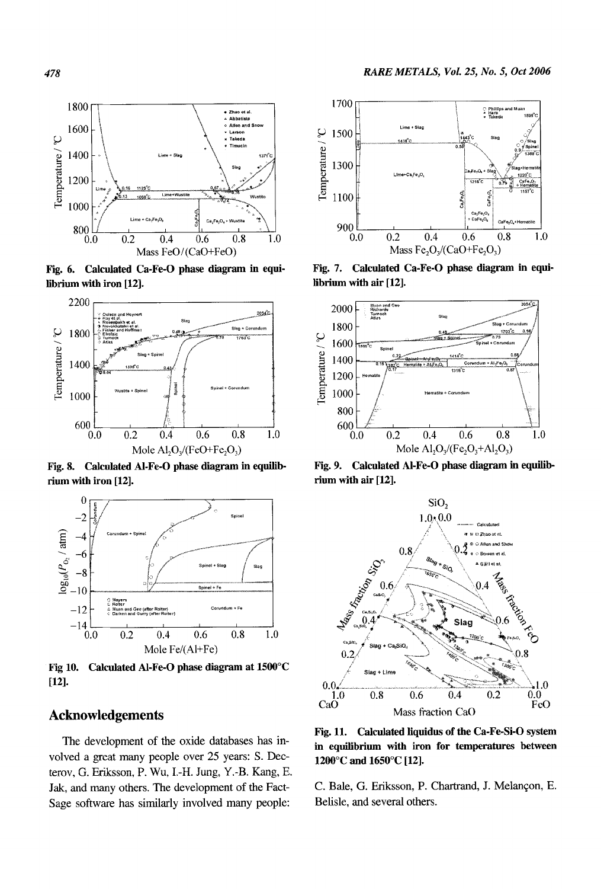Fig. 6. Calculated Ca-Fe-O phase diagram in equilibrium with iron [12].

Fig. 7. Calculated Ca-Fe-O phase diagram in equilibrium with air [12].

Fig. 8. Calculated Al-Fe-O phase diagram in equilibrium with iron [12].

Fig. 9. Calculated Al-Fe-O phase diagram in equilibrium with air [12].

Fig 10. Calculated Al-Fe-O phase diagram at 1500°C [12].

Fig. 11. Calculated liquidus of the Ca-Fe-Si-O system in equilibrium with iron for temperatures between 1200°C and 1650°C [12].

## Acknowledgements

The development of the oxide databases has involved a great many people over 25 years: S. Decterov, G. Eriksson, P. Wu, I.-H. Jung, Y.-B. Kang, E. Jak, and many others. The development of the FactSage software has similarly involved many people: C. Bale, G. Eriksson, P. Chartrand, J. Melançon, E. Belisle, and several others.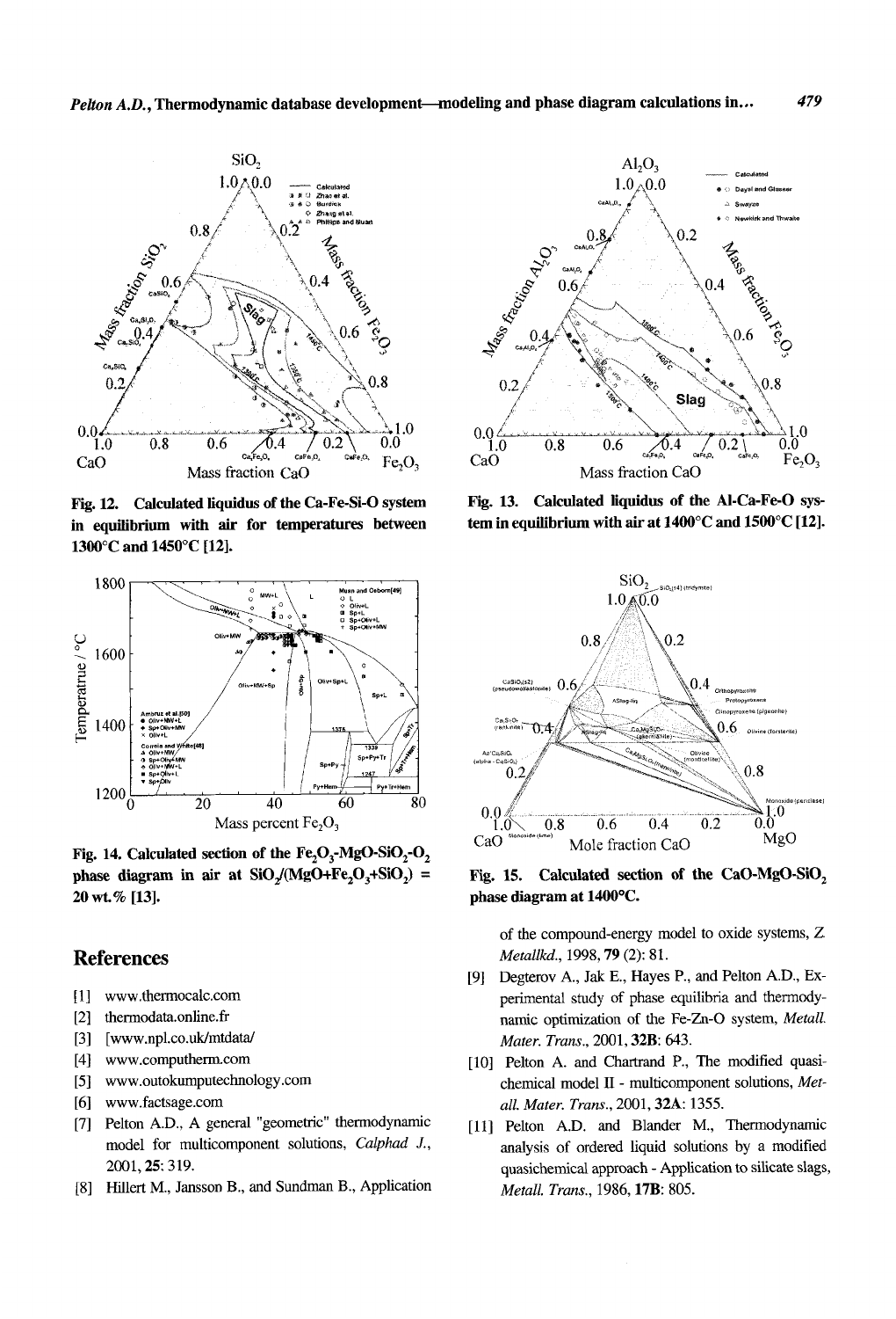Fig. 12. Calculated liquidus of the Ca-Fe-Si-O system in equilibrium with air for temperatures between 1300°C and 1450°C [12].

Fig. 13. Calculated liquidus of the Al-Ca-Fe-O system in equilibrium with air at 1400°C and 1500°C [12].

Fig. 14. Calculated section of the $Fe_2O_3$-MgO-$SiO_2$-$O_2$ phase diagram in air at $SiO_2/(MgO+Fe_2O_3+SiO_2)$ = 20 wt.% [13].

Fig. 15. Calculated section of the CaO-MgO-$SiO_2$ phase diagram at 1400°C.

## References

[1] www.thermocalc.com

[2] thermodata.online.fr

[3] [www.npl.co.uk/mtdata/

[4] www.computherm.com

[5] www.outokumputechnology.com

[6] www.factsage.com

[7] Pelton A.D., A general "geometric" thermodynamic model for multicomponent solutions, *Calphad J.*, 2001, **25**: 319.

[8] Hillert M., Jansson B., and Sundman B., Application of the compound-energy model to oxide systems, *Z Metallkd.*, 1998, **79** (2): 81.

[9] Degterov A., Jak E., Hayes P., and Pelton A.D., Experimental study of phase equilibria and thermodynamic optimization of the Fe-Zn-O system, *Metall. Mater. Trans.*, 2001, **32B**: 643.

[10] Pelton A. and Chartrand P., The modified quasi-chemical model II - multicomponent solutions, *Metall. Mater. Trans.*, 2001, **32A**: 1355.

[11] Pelton A.D. and Blander M., Thermodynamic analysis of ordered liquid solutions by a modified quasichemical approach - Application to silicate slags, *Metall. Trans.*, 1986, **17B**: 805.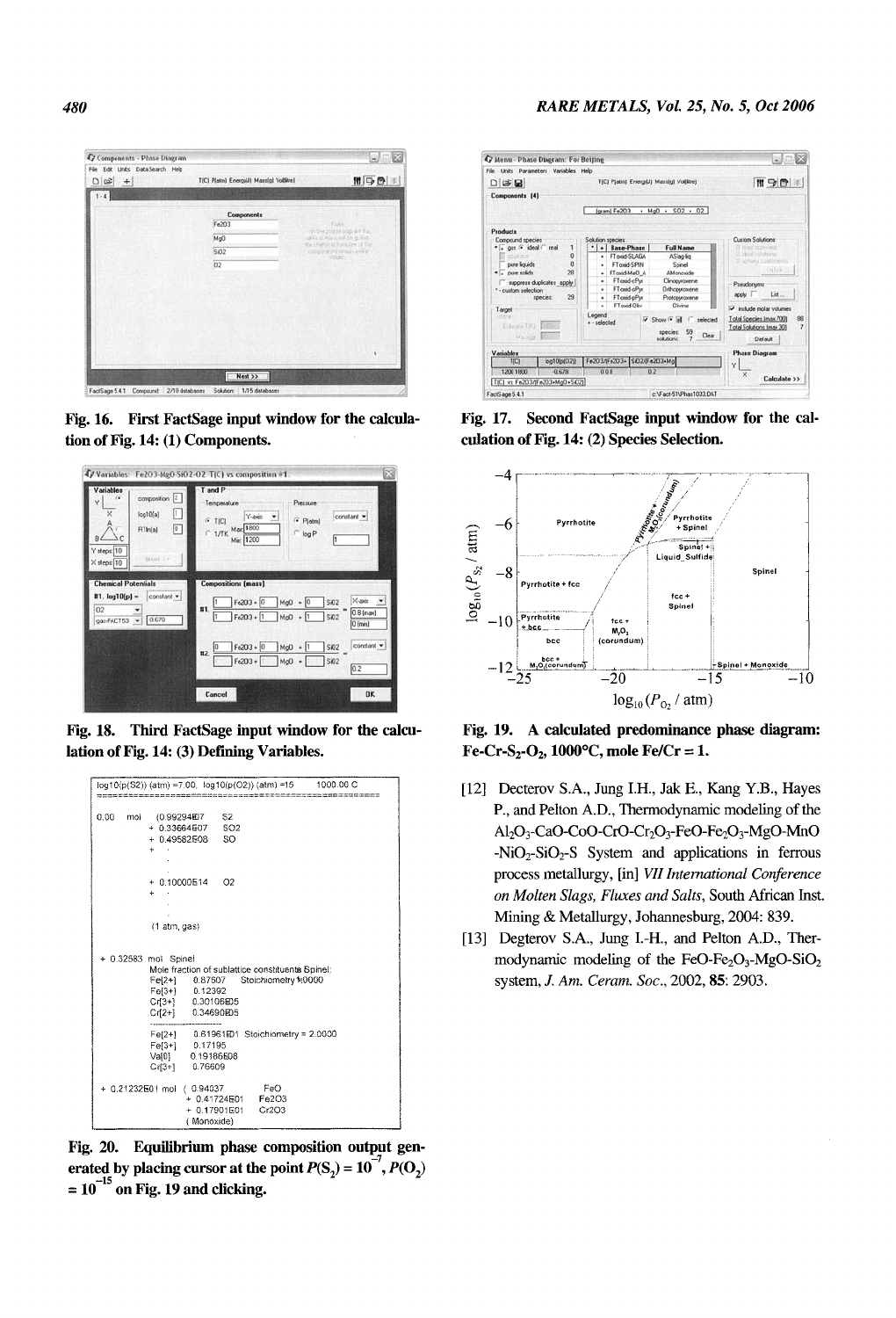Fig. 16. First FactSage input window for the calculation of Fig. 14: (1) Components.

Fig. 17. Second FactSage input window for the calculation of Fig. 14: (2) Species Selection.

Fig. 18. Third FactSage input window for the calculation of Fig. 14: (3) Defining Variables.

−4
−6
−8
−10
−12
−25
−20
−15
−10
$\log_{10}(P_{S_2}$ / atm)
$\log_{10}(P_{O_2}$ / atm)
Pyrrhotite
Pyrrhotite + $M_2O_3$(corundum)
Pyrrhotite + Spinel
Spinel + Liquid_Sulfide
Spinel
Pyrrhotite + fcc
fcc + Spinel
Pyrrhotite + bcc
fcc + $M_2O_3$ (corundum)
bcc
bcc + $M_2O_3$(corundum)
Spinel + Monoxide

Fig. 19. A calculated predominance phase diagram: Fe-Cr-$S_2$-$O_2$, 1000°C, mole Fe/Cr = 1.

```
log10(p(S2)) (atm) =7.00, log10(p(O2)) (atm) =15      1000.00 C
=====================================================================

0.00    mol    (0.99294E07     S2
               + 0.33664E07    SO2
               + 0.49582E08    SO
               +  .

               + 0.10000E14    O2
               +  .

               (1 atm, gas)

+ 0.32583 mol  Spinel
    Mole fraction of sublattice constituents Spinel:
    Fe[2+]    0.87607    Stoichiometry 1.0000
    Fe[3+]    0.12392
    Cr[3+]    0.30106E05
    Cr[2+]    0.34690E05
    ----------------
    Fe[2+]    0.61961E01  Stoichiometry = 2.0000
    Fe[3+]    0.17195
    Va[0]     0.19186E08
    Cr[3+]    0.76609

+ 0.21232E01 mol  ( 0.94037        FeO
                  + 0.41724E01     Fe2O3
                  + 0.17901E01     Cr2O3
                  ( Monoxide)
```

Fig. 20. Equilibrium phase composition output generated by placing cursor at the point $P(S_2) = 10^{-7}$, $P(O_2) = 10^{-15}$ on Fig. 19 and clicking.

[12] Decterov S.A., Jung I.H., Jak E., Kang Y.B., Hayes P., and Pelton A.D., Thermodynamic modeling of the $Al_2O_3$-CaO-CoO-CrO-$Cr_2O_3$-FeO-$Fe_2O_3$-MgO-MnO-$NiO_2$-$SiO_2$-S System and applications in ferrous process metallurgy, [in] *VII International Conference on Molten Slags, Fluxes and Salts*, South African Inst. Mining & Metallurgy, Johannesburg, 2004: 839.

[13] Degterov S.A., Jung I.-H., and Pelton A.D., Thermodynamic modeling of the FeO-$Fe_2O_3$-MgO-$SiO_2$ system, *J. Am. Ceram. Soc.*, 2002, **85**: 2903.